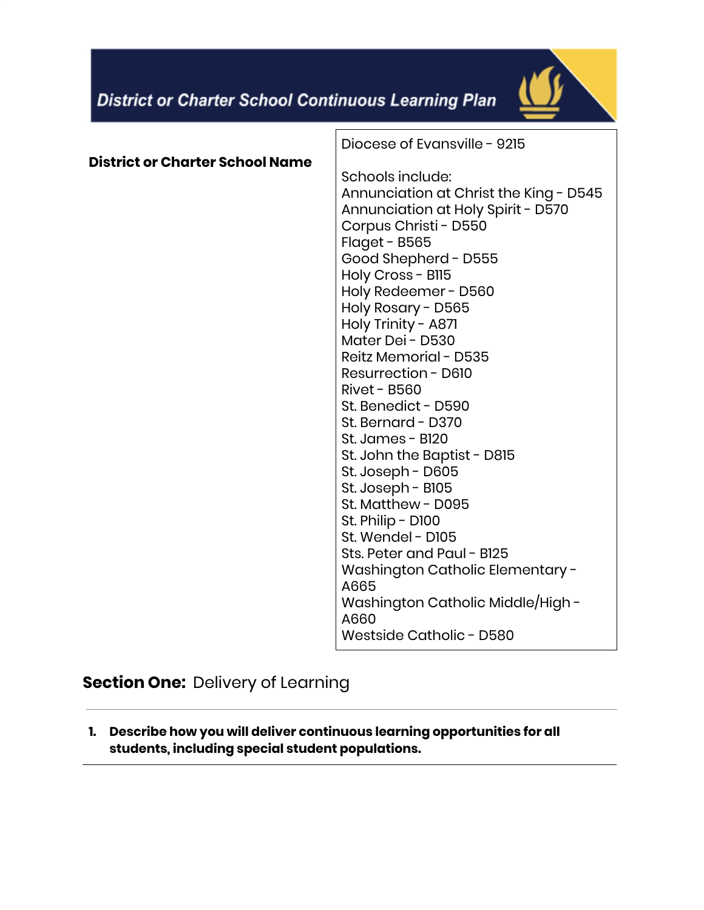# District or Charter School Continuous Learning Plan

| District or Charter School Name | Diocese of Evansville - 9215<br><br>Schools include:<br>Annunciation at Christ the King - D545<br>Annunciation at Holy Spirit - D570<br>Corpus Christi - D550<br>Flaget - B565<br>Good Shepherd - D555<br>Holy Cross - B115<br>Holy Redeemer - D560<br>Holy Rosary - D565<br>Holy Trinity - A871<br>Mater Dei - D530<br>Reitz Memorial - D535<br>Resurrection - D610<br>Rivet - B560<br>St. Benedict - D590<br>St. Bernard - D370<br>St. James - B120<br>St. John the Baptist - D815<br>St. Joseph - D605<br>St. Joseph - B105<br>St. Matthew - D095<br>St. Philip - D100<br>St. Wendel - D105<br>Sts. Peter and Paul - B125<br>Washington Catholic Elementary - A665<br>Washington Catholic Middle/High - A660<br>Westside Catholic - D580 |
|---|---|

## **Section One:** Delivery of Learning

1. **Describe how you will deliver continuous learning opportunities for all students, including special student populations.**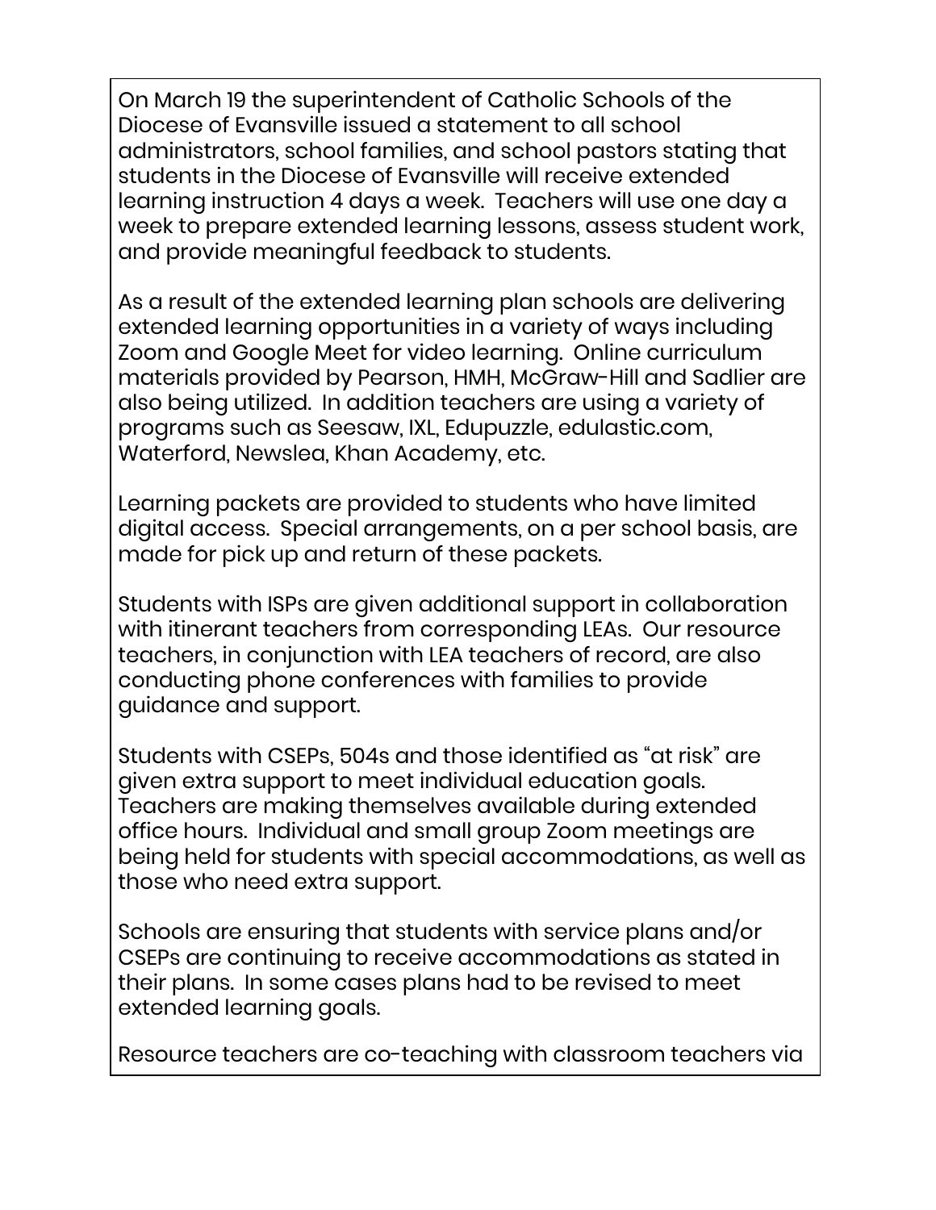On March 19 the superintendent of Catholic Schools of the Diocese of Evansville issued a statement to all school administrators, school families, and school pastors stating that students in the Diocese of Evansville will receive extended learning instruction 4 days a week. Teachers will use one day a week to prepare extended learning lessons, assess student work, and provide meaningful feedback to students.

As a result of the extended learning plan schools are delivering extended learning opportunities in a variety of ways including Zoom and Google Meet for video learning. Online curriculum materials provided by Pearson, HMH, McGraw-Hill and Sadlier are also being utilized. In addition teachers are using a variety of programs such as Seesaw, IXL, Edupuzzle, edulastic.com, Waterford, Newslea, Khan Academy, etc.

Learning packets are provided to students who have limited digital access. Special arrangements, on a per school basis, are made for pick up and return of these packets.

Students with ISPs are given additional support in collaboration with itinerant teachers from corresponding LEAs. Our resource teachers, in conjunction with LEA teachers of record, are also conducting phone conferences with families to provide guidance and support.

Students with CSEPs, 504s and those identified as "at risk" are given extra support to meet individual education goals. Teachers are making themselves available during extended office hours. Individual and small group Zoom meetings are being held for students with special accommodations, as well as those who need extra support.

Schools are ensuring that students with service plans and/or CSEPs are continuing to receive accommodations as stated in their plans. In some cases plans had to be revised to meet extended learning goals.

Resource teachers are co-teaching with classroom teachers via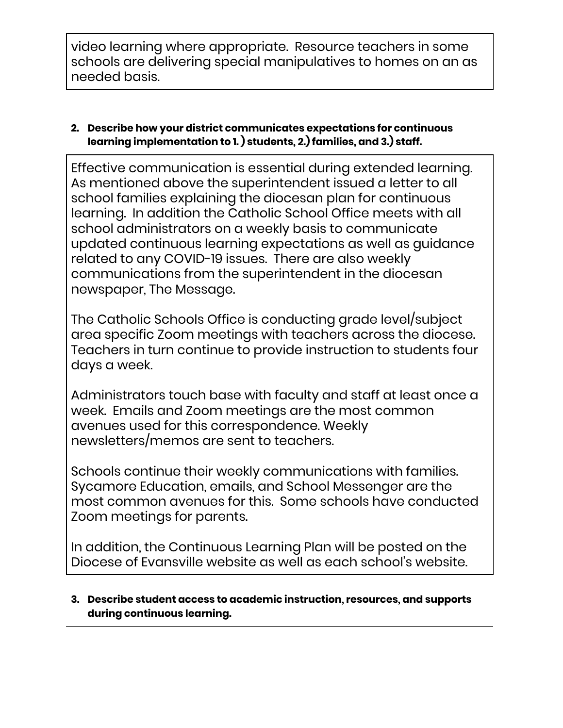video learning where appropriate. Resource teachers in some schools are delivering special manipulatives to homes on an as needed basis.

**2. Describe how your district communicates expectations for continuous learning implementation to 1.) students, 2.) families, and 3.) staff.**

Effective communication is essential during extended learning. As mentioned above the superintendent issued a letter to all school families explaining the diocesan plan for continuous learning. In addition the Catholic School Office meets with all school administrators on a weekly basis to communicate updated continuous learning expectations as well as guidance related to any COVID-19 issues. There are also weekly communications from the superintendent in the diocesan newspaper, The Message.

The Catholic Schools Office is conducting grade level/subject area specific Zoom meetings with teachers across the diocese. Teachers in turn continue to provide instruction to students four days a week.

Administrators touch base with faculty and staff at least once a week. Emails and Zoom meetings are the most common avenues used for this correspondence. Weekly newsletters/memos are sent to teachers.

Schools continue their weekly communications with families. Sycamore Education, emails, and School Messenger are the most common avenues for this. Some schools have conducted Zoom meetings for parents.

In addition, the Continuous Learning Plan will be posted on the Diocese of Evansville website as well as each school's website.

**3. Describe student access to academic instruction, resources, and supports during continuous learning.**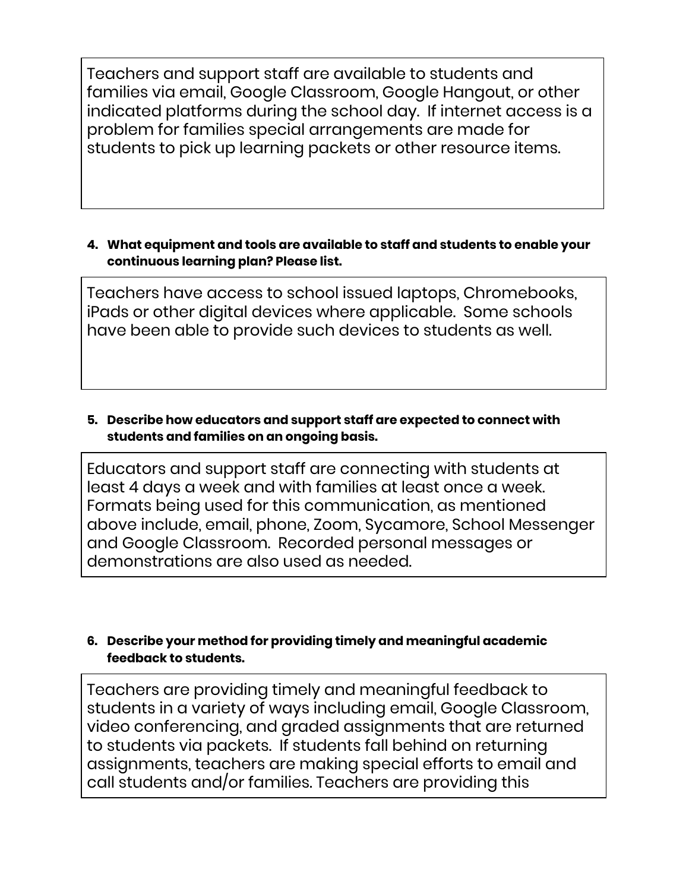Teachers and support staff are available to students and families via email, Google Classroom, Google Hangout, or other indicated platforms during the school day. If internet access is a problem for families special arrangements are made for students to pick up learning packets or other resource items.

**4. What equipment and tools are available to staff and students to enable your continuous learning plan? Please list.**

Teachers have access to school issued laptops, Chromebooks, iPads or other digital devices where applicable. Some schools have been able to provide such devices to students as well.

**5. Describe how educators and support staff are expected to connect with students and families on an ongoing basis.**

Educators and support staff are connecting with students at least 4 days a week and with families at least once a week. Formats being used for this communication, as mentioned above include, email, phone, Zoom, Sycamore, School Messenger and Google Classroom. Recorded personal messages or demonstrations are also used as needed.

**6. Describe your method for providing timely and meaningful academic feedback to students.**

Teachers are providing timely and meaningful feedback to students in a variety of ways including email, Google Classroom, video conferencing, and graded assignments that are returned to students via packets. If students fall behind on returning assignments, teachers are making special efforts to email and call students and/or families. Teachers are providing this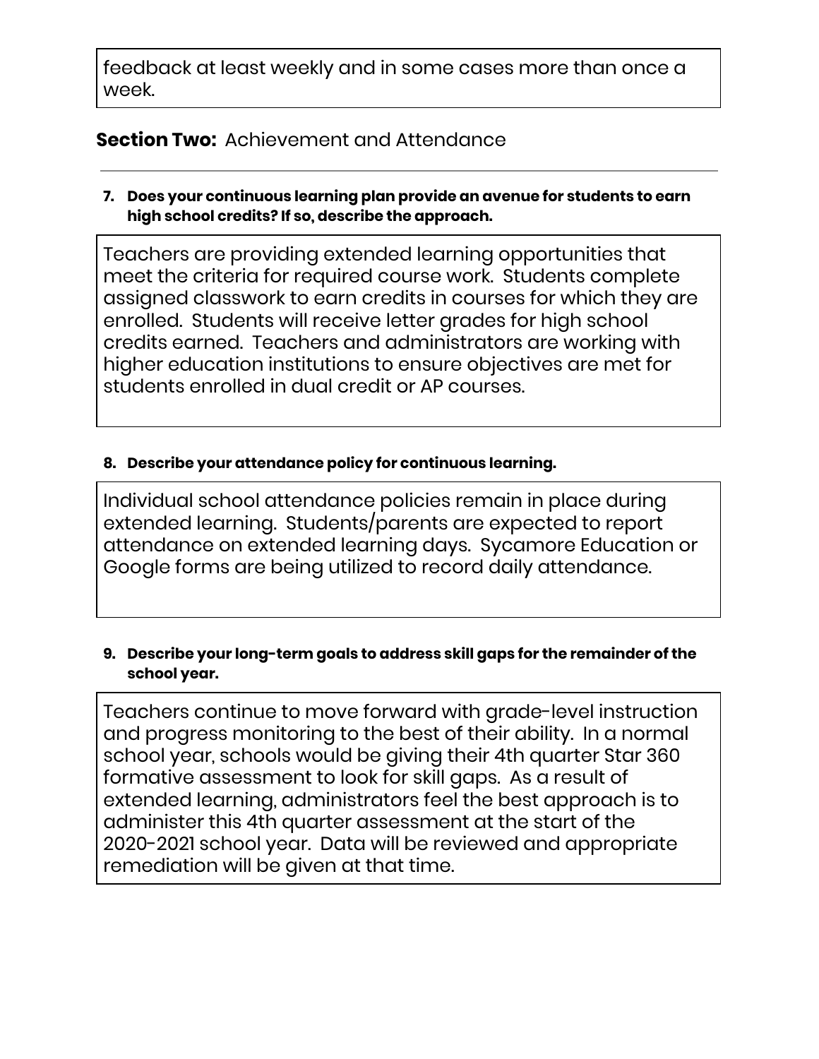feedback at least weekly and in some cases more than once a week.

## **Section Two:** Achievement and Attendance

**7. Does your continuous learning plan provide an avenue for students to earn high school credits? If so, describe the approach.**

Teachers are providing extended learning opportunities that meet the criteria for required course work. Students complete assigned classwork to earn credits in courses for which they are enrolled. Students will receive letter grades for high school credits earned. Teachers and administrators are working with higher education institutions to ensure objectives are met for students enrolled in dual credit or AP courses.

**8. Describe your attendance policy for continuous learning.**

Individual school attendance policies remain in place during extended learning. Students/parents are expected to report attendance on extended learning days. Sycamore Education or Google forms are being utilized to record daily attendance.

**9. Describe your long-term goals to address skill gaps for the remainder of the school year.**

Teachers continue to move forward with grade-level instruction and progress monitoring to the best of their ability. In a normal school year, schools would be giving their 4th quarter Star 360 formative assessment to look for skill gaps. As a result of extended learning, administrators feel the best approach is to administer this 4th quarter assessment at the start of the 2020-2021 school year. Data will be reviewed and appropriate remediation will be given at that time.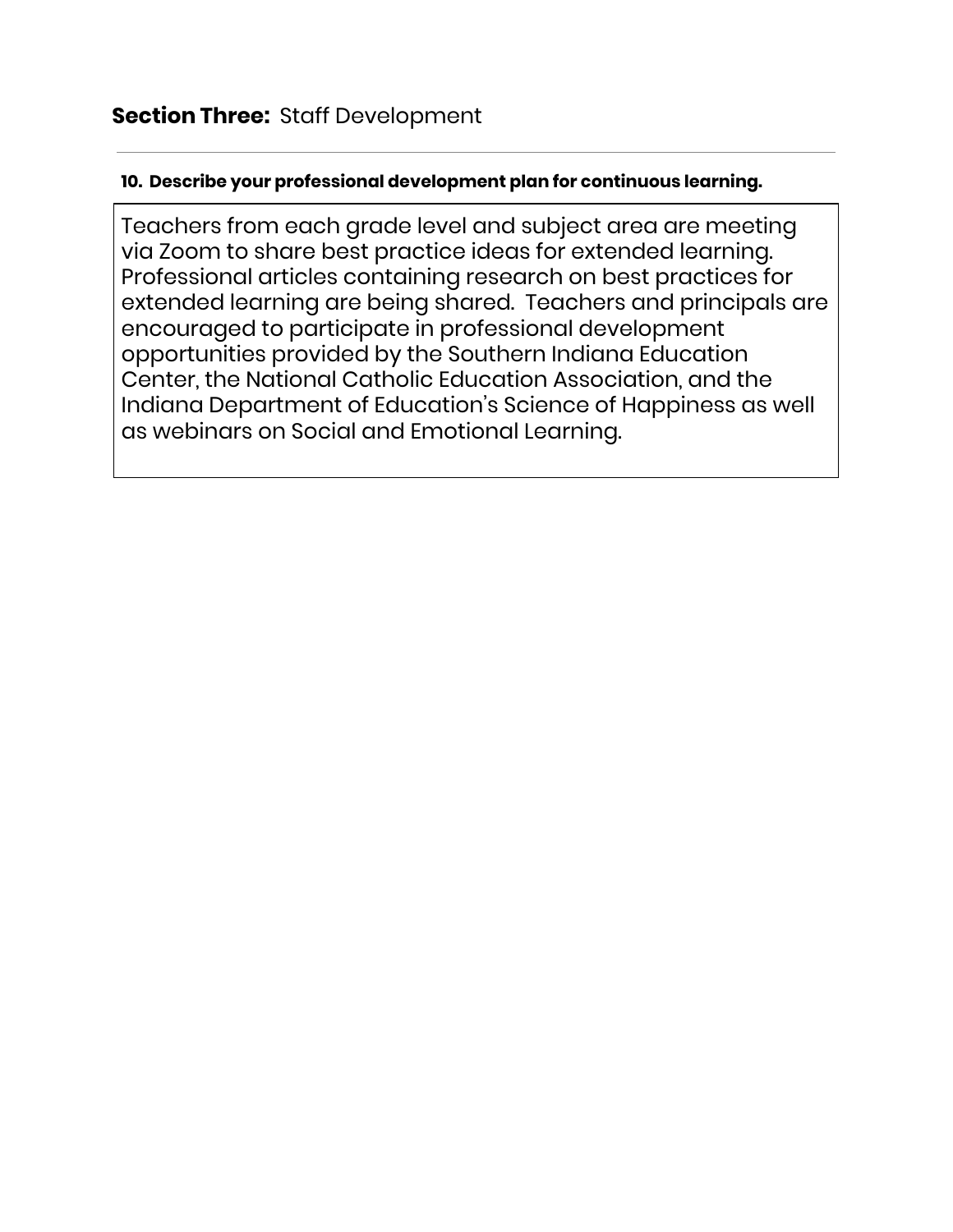## **Section Three:** Staff Development

**10. Describe your professional development plan for continuous learning.**

Teachers from each grade level and subject area are meeting via Zoom to share best practice ideas for extended learning. Professional articles containing research on best practices for extended learning are being shared. Teachers and principals are encouraged to participate in professional development opportunities provided by the Southern Indiana Education Center, the National Catholic Education Association, and the Indiana Department of Education's Science of Happiness as well as webinars on Social and Emotional Learning.